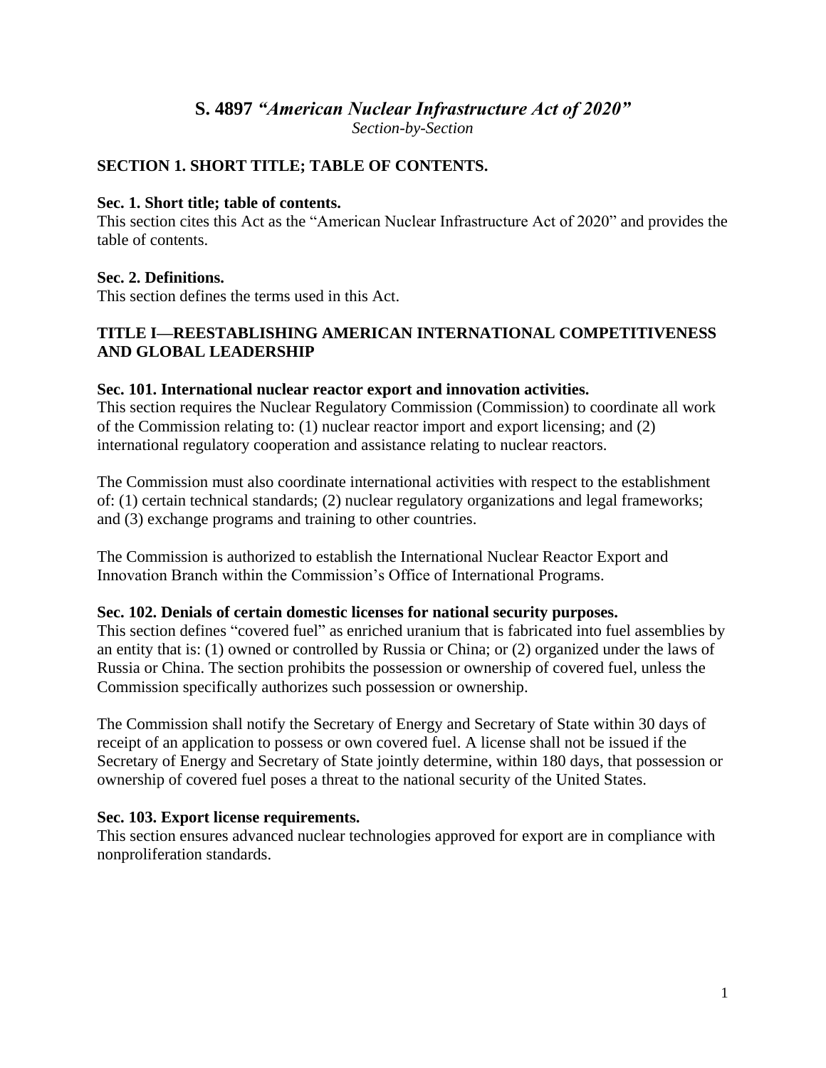# S. 4897 *"American Nuclear Infrastructure Act of 2020"*

*Section-by-Section*

## SECTION 1. SHORT TITLE; TABLE OF CONTENTS.

**Sec. 1. Short title; table of contents.**
This section cites this Act as the "American Nuclear Infrastructure Act of 2020" and provides the table of contents.

**Sec. 2. Definitions.**
This section defines the terms used in this Act.

## TITLE I—REESTABLISHING AMERICAN INTERNATIONAL COMPETITIVENESS AND GLOBAL LEADERSHIP

**Sec. 101. International nuclear reactor export and innovation activities.**
This section requires the Nuclear Regulatory Commission (Commission) to coordinate all work of the Commission relating to: (1) nuclear reactor import and export licensing; and (2) international regulatory cooperation and assistance relating to nuclear reactors.

The Commission must also coordinate international activities with respect to the establishment of: (1) certain technical standards; (2) nuclear regulatory organizations and legal frameworks; and (3) exchange programs and training to other countries.

The Commission is authorized to establish the International Nuclear Reactor Export and Innovation Branch within the Commission's Office of International Programs.

**Sec. 102. Denials of certain domestic licenses for national security purposes.**
This section defines "covered fuel" as enriched uranium that is fabricated into fuel assemblies by an entity that is: (1) owned or controlled by Russia or China; or (2) organized under the laws of Russia or China. The section prohibits the possession or ownership of covered fuel, unless the Commission specifically authorizes such possession or ownership.

The Commission shall notify the Secretary of Energy and Secretary of State within 30 days of receipt of an application to possess or own covered fuel. A license shall not be issued if the Secretary of Energy and Secretary of State jointly determine, within 180 days, that possession or ownership of covered fuel poses a threat to the national security of the United States.

**Sec. 103. Export license requirements.**
This section ensures advanced nuclear technologies approved for export are in compliance with nonproliferation standards.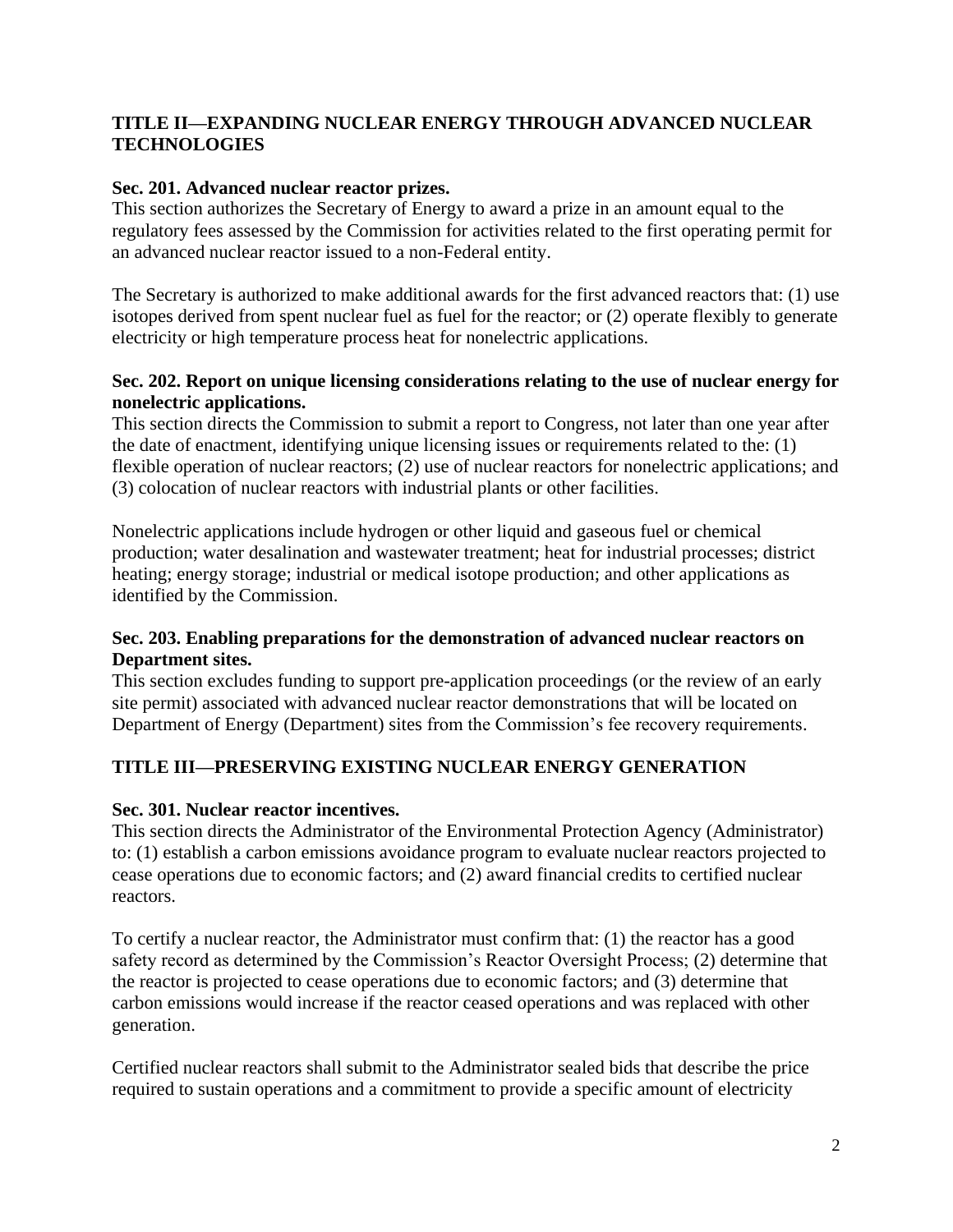## TITLE II—EXPANDING NUCLEAR ENERGY THROUGH ADVANCED NUCLEAR TECHNOLOGIES

### Sec. 201. Advanced nuclear reactor prizes.

This section authorizes the Secretary of Energy to award a prize in an amount equal to the regulatory fees assessed by the Commission for activities related to the first operating permit for an advanced nuclear reactor issued to a non-Federal entity.

The Secretary is authorized to make additional awards for the first advanced reactors that: (1) use isotopes derived from spent nuclear fuel as fuel for the reactor; or (2) operate flexibly to generate electricity or high temperature process heat for nonelectric applications.

### Sec. 202. Report on unique licensing considerations relating to the use of nuclear energy for nonelectric applications.

This section directs the Commission to submit a report to Congress, not later than one year after the date of enactment, identifying unique licensing issues or requirements related to the: (1) flexible operation of nuclear reactors; (2) use of nuclear reactors for nonelectric applications; and (3) colocation of nuclear reactors with industrial plants or other facilities.

Nonelectric applications include hydrogen or other liquid and gaseous fuel or chemical production; water desalination and wastewater treatment; heat for industrial processes; district heating; energy storage; industrial or medical isotope production; and other applications as identified by the Commission.

### Sec. 203. Enabling preparations for the demonstration of advanced nuclear reactors on Department sites.

This section excludes funding to support pre-application proceedings (or the review of an early site permit) associated with advanced nuclear reactor demonstrations that will be located on Department of Energy (Department) sites from the Commission's fee recovery requirements.

## TITLE III—PRESERVING EXISTING NUCLEAR ENERGY GENERATION

### Sec. 301. Nuclear reactor incentives.

This section directs the Administrator of the Environmental Protection Agency (Administrator) to: (1) establish a carbon emissions avoidance program to evaluate nuclear reactors projected to cease operations due to economic factors; and (2) award financial credits to certified nuclear reactors.

To certify a nuclear reactor, the Administrator must confirm that: (1) the reactor has a good safety record as determined by the Commission's Reactor Oversight Process; (2) determine that the reactor is projected to cease operations due to economic factors; and (3) determine that carbon emissions would increase if the reactor ceased operations and was replaced with other generation.

Certified nuclear reactors shall submit to the Administrator sealed bids that describe the price required to sustain operations and a commitment to provide a specific amount of electricity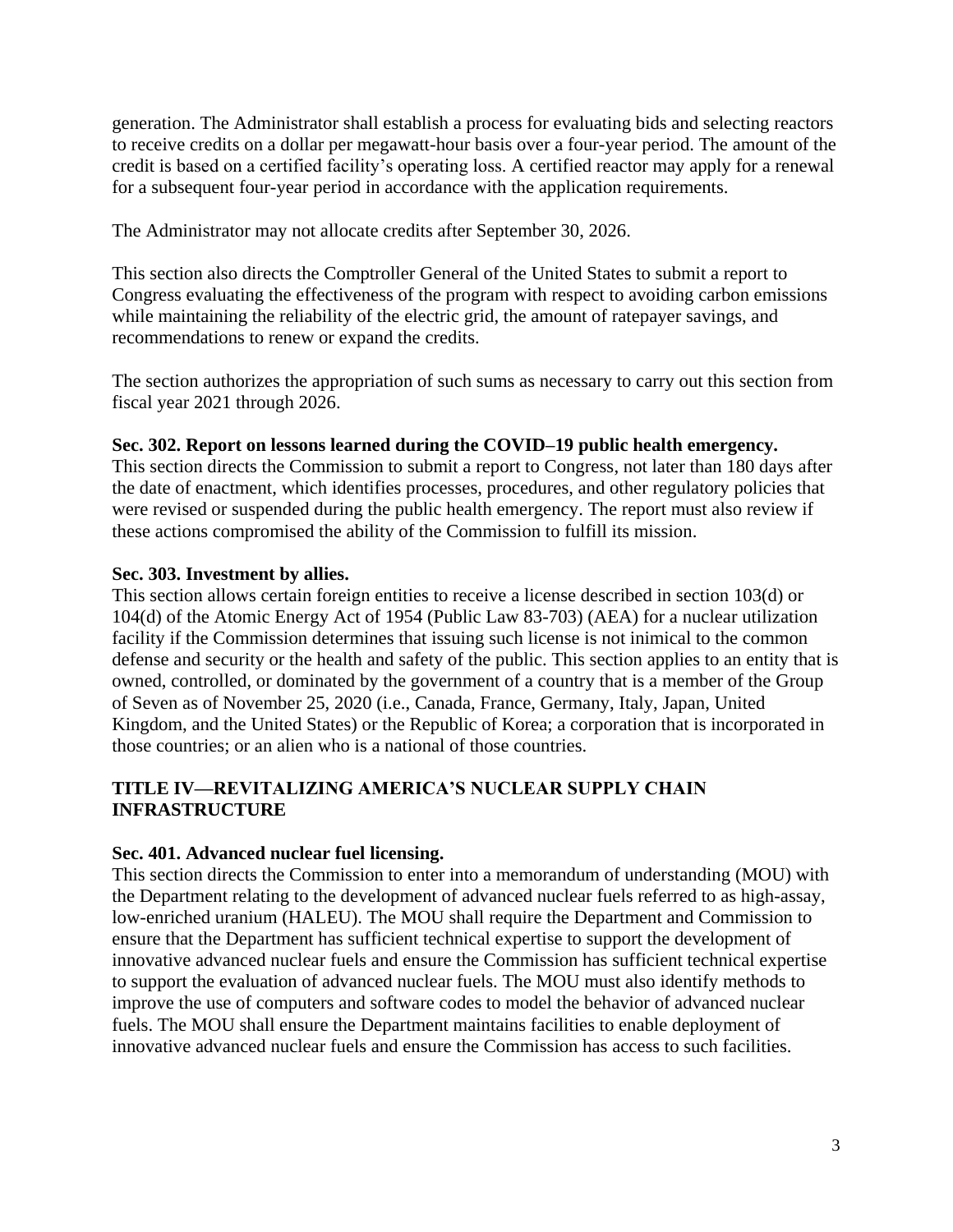generation. The Administrator shall establish a process for evaluating bids and selecting reactors to receive credits on a dollar per megawatt-hour basis over a four-year period. The amount of the credit is based on a certified facility's operating loss. A certified reactor may apply for a renewal for a subsequent four-year period in accordance with the application requirements.

The Administrator may not allocate credits after September 30, 2026.

This section also directs the Comptroller General of the United States to submit a report to Congress evaluating the effectiveness of the program with respect to avoiding carbon emissions while maintaining the reliability of the electric grid, the amount of ratepayer savings, and recommendations to renew or expand the credits.

The section authorizes the appropriation of such sums as necessary to carry out this section from fiscal year 2021 through 2026.

**Sec. 302. Report on lessons learned during the COVID–19 public health emergency.**
This section directs the Commission to submit a report to Congress, not later than 180 days after the date of enactment, which identifies processes, procedures, and other regulatory policies that were revised or suspended during the public health emergency. The report must also review if these actions compromised the ability of the Commission to fulfill its mission.

**Sec. 303. Investment by allies.**
This section allows certain foreign entities to receive a license described in section 103(d) or 104(d) of the Atomic Energy Act of 1954 (Public Law 83-703) (AEA) for a nuclear utilization facility if the Commission determines that issuing such license is not inimical to the common defense and security or the health and safety of the public. This section applies to an entity that is owned, controlled, or dominated by the government of a country that is a member of the Group of Seven as of November 25, 2020 (i.e., Canada, France, Germany, Italy, Japan, United Kingdom, and the United States) or the Republic of Korea; a corporation that is incorporated in those countries; or an alien who is a national of those countries.

## TITLE IV—REVITALIZING AMERICA'S NUCLEAR SUPPLY CHAIN INFRASTRUCTURE

**Sec. 401. Advanced nuclear fuel licensing.**
This section directs the Commission to enter into a memorandum of understanding (MOU) with the Department relating to the development of advanced nuclear fuels referred to as high-assay, low-enriched uranium (HALEU). The MOU shall require the Department and Commission to ensure that the Department has sufficient technical expertise to support the development of innovative advanced nuclear fuels and ensure the Commission has sufficient technical expertise to support the evaluation of advanced nuclear fuels. The MOU must also identify methods to improve the use of computers and software codes to model the behavior of advanced nuclear fuels. The MOU shall ensure the Department maintains facilities to enable deployment of innovative advanced nuclear fuels and ensure the Commission has access to such facilities.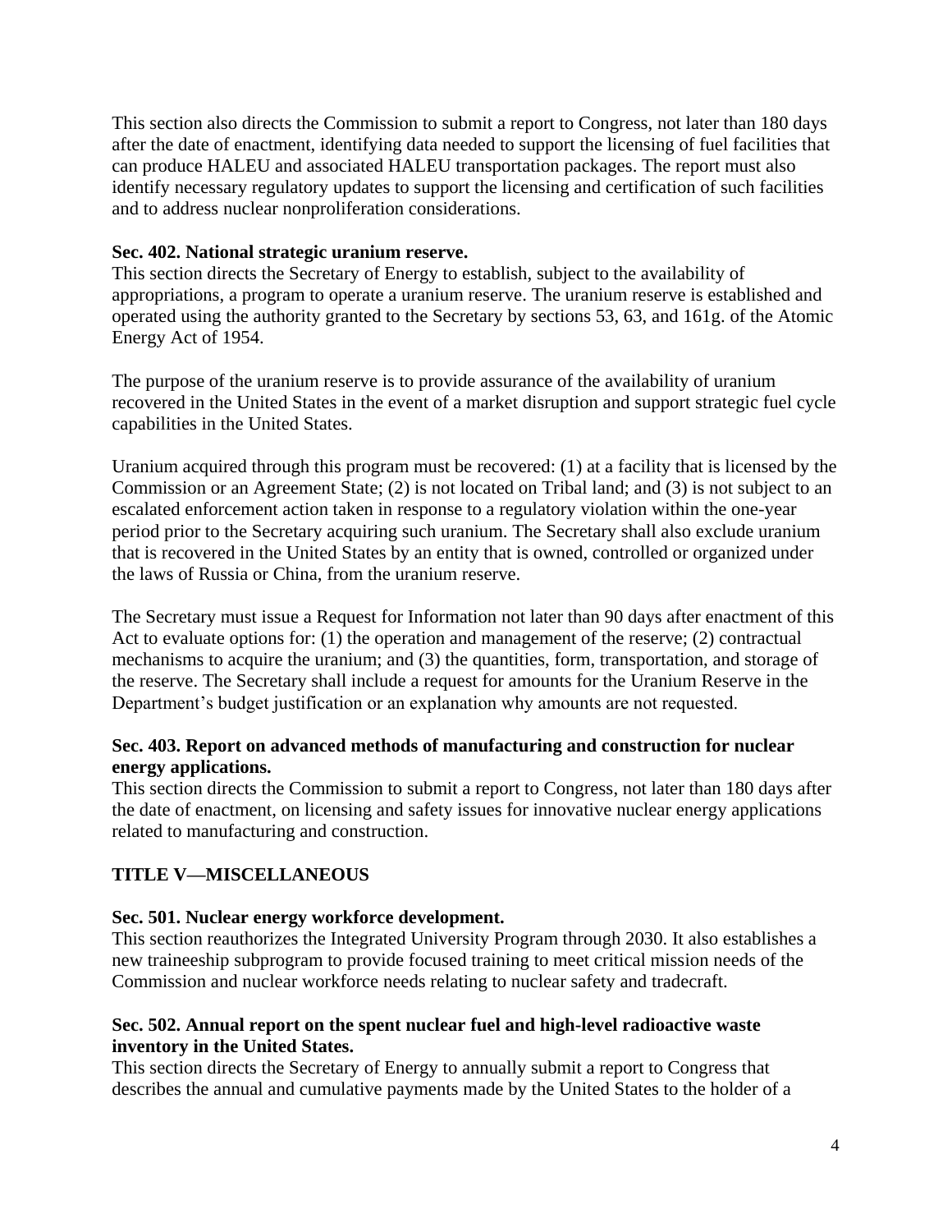This section also directs the Commission to submit a report to Congress, not later than 180 days after the date of enactment, identifying data needed to support the licensing of fuel facilities that can produce HALEU and associated HALEU transportation packages. The report must also identify necessary regulatory updates to support the licensing and certification of such facilities and to address nuclear nonproliferation considerations.

**Sec. 402. National strategic uranium reserve.**
This section directs the Secretary of Energy to establish, subject to the availability of appropriations, a program to operate a uranium reserve. The uranium reserve is established and operated using the authority granted to the Secretary by sections 53, 63, and 161g. of the Atomic Energy Act of 1954.

The purpose of the uranium reserve is to provide assurance of the availability of uranium recovered in the United States in the event of a market disruption and support strategic fuel cycle capabilities in the United States.

Uranium acquired through this program must be recovered: (1) at a facility that is licensed by the Commission or an Agreement State; (2) is not located on Tribal land; and (3) is not subject to an escalated enforcement action taken in response to a regulatory violation within the one-year period prior to the Secretary acquiring such uranium. The Secretary shall also exclude uranium that is recovered in the United States by an entity that is owned, controlled or organized under the laws of Russia or China, from the uranium reserve.

The Secretary must issue a Request for Information not later than 90 days after enactment of this Act to evaluate options for: (1) the operation and management of the reserve; (2) contractual mechanisms to acquire the uranium; and (3) the quantities, form, transportation, and storage of the reserve. The Secretary shall include a request for amounts for the Uranium Reserve in the Department's budget justification or an explanation why amounts are not requested.

**Sec. 403. Report on advanced methods of manufacturing and construction for nuclear energy applications.**
This section directs the Commission to submit a report to Congress, not later than 180 days after the date of enactment, on licensing and safety issues for innovative nuclear energy applications related to manufacturing and construction.

**TITLE V—MISCELLANEOUS**

**Sec. 501. Nuclear energy workforce development.**
This section reauthorizes the Integrated University Program through 2030. It also establishes a new traineeship subprogram to provide focused training to meet critical mission needs of the Commission and nuclear workforce needs relating to nuclear safety and tradecraft.

**Sec. 502. Annual report on the spent nuclear fuel and high-level radioactive waste inventory in the United States.**
This section directs the Secretary of Energy to annually submit a report to Congress that describes the annual and cumulative payments made by the United States to the holder of a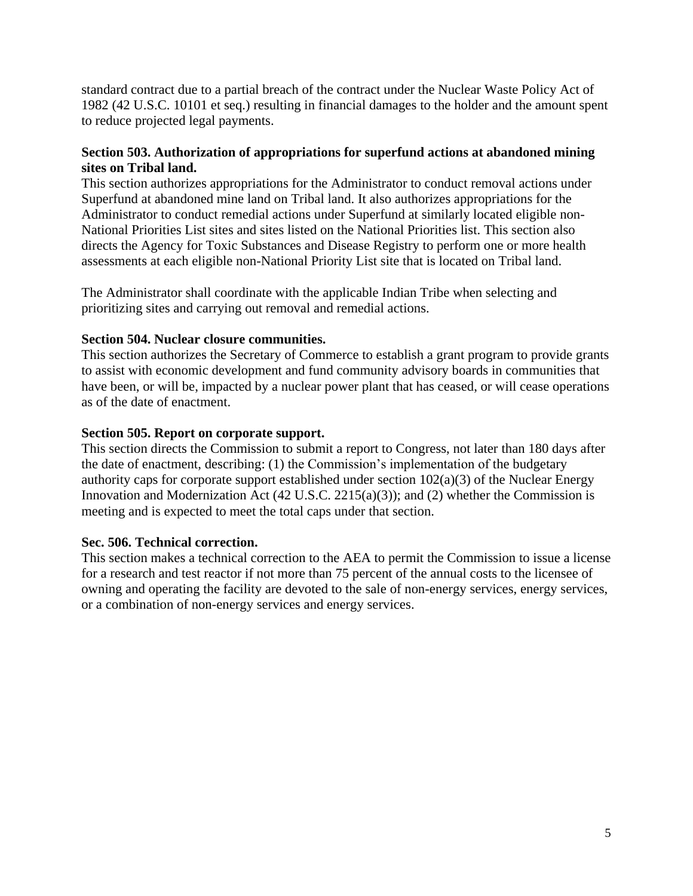standard contract due to a partial breach of the contract under the Nuclear Waste Policy Act of 1982 (42 U.S.C. 10101 et seq.) resulting in financial damages to the holder and the amount spent to reduce projected legal payments.

**Section 503. Authorization of appropriations for superfund actions at abandoned mining sites on Tribal land.**
This section authorizes appropriations for the Administrator to conduct removal actions under Superfund at abandoned mine land on Tribal land. It also authorizes appropriations for the Administrator to conduct remedial actions under Superfund at similarly located eligible non-National Priorities List sites and sites listed on the National Priorities list. This section also directs the Agency for Toxic Substances and Disease Registry to perform one or more health assessments at each eligible non-National Priority List site that is located on Tribal land.

The Administrator shall coordinate with the applicable Indian Tribe when selecting and prioritizing sites and carrying out removal and remedial actions.

**Section 504. Nuclear closure communities.**
This section authorizes the Secretary of Commerce to establish a grant program to provide grants to assist with economic development and fund community advisory boards in communities that have been, or will be, impacted by a nuclear power plant that has ceased, or will cease operations as of the date of enactment.

**Section 505. Report on corporate support.**
This section directs the Commission to submit a report to Congress, not later than 180 days after the date of enactment, describing: (1) the Commission's implementation of the budgetary authority caps for corporate support established under section 102(a)(3) of the Nuclear Energy Innovation and Modernization Act (42 U.S.C. 2215(a)(3)); and (2) whether the Commission is meeting and is expected to meet the total caps under that section.

**Sec. 506. Technical correction.**
This section makes a technical correction to the AEA to permit the Commission to issue a license for a research and test reactor if not more than 75 percent of the annual costs to the licensee of owning and operating the facility are devoted to the sale of non-energy services, energy services, or a combination of non-energy services and energy services.